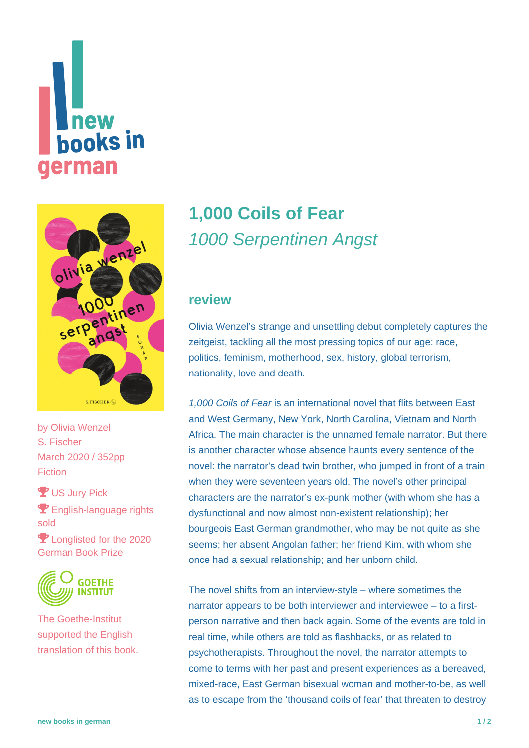new books in german

by Olivia Wenzel
S. Fischer
March 2020 / 352pp
Fiction

US Jury Pick

English-language rights sold

Longlisted for the 2020 German Book Prize

The Goethe-Institut supported the English translation of this book.

# 1,000 Coils of Fear

*1000 Serpentinen Angst*

## review

Olivia Wenzel's strange and unsettling debut completely captures the zeitgeist, tackling all the most pressing topics of our age: race, politics, feminism, motherhood, sex, history, global terrorism, nationality, love and death.

*1,000 Coils of Fear* is an international novel that flits between East and West Germany, New York, North Carolina, Vietnam and North Africa. The main character is the unnamed female narrator. But there is another character whose absence haunts every sentence of the novel: the narrator's dead twin brother, who jumped in front of a train when they were seventeen years old. The novel's other principal characters are the narrator's ex-punk mother (with whom she has a dysfunctional and now almost non-existent relationship); her bourgeois East German grandmother, who may be not quite as she seems; her absent Angolan father; her friend Kim, with whom she once had a sexual relationship; and her unborn child.

The novel shifts from an interview-style – where sometimes the narrator appears to be both interviewer and interviewee – to a first-person narrative and then back again. Some of the events are told in real time, while others are told as flashbacks, or as related to psychotherapists. Throughout the novel, the narrator attempts to come to terms with her past and present experiences as a bereaved, mixed-race, East German bisexual woman and mother-to-be, as well as to escape from the 'thousand coils of fear' that threaten to destroy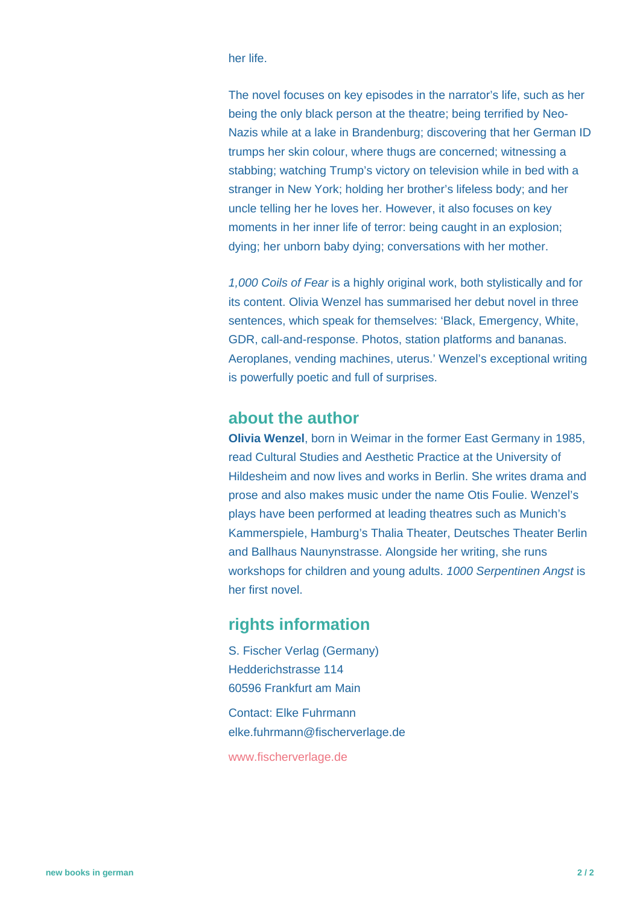her life.

The novel focuses on key episodes in the narrator's life, such as her being the only black person at the theatre; being terrified by Neo-Nazis while at a lake in Brandenburg; discovering that her German ID trumps her skin colour, where thugs are concerned; witnessing a stabbing; watching Trump's victory on television while in bed with a stranger in New York; holding her brother's lifeless body; and her uncle telling her he loves her. However, it also focuses on key moments in her inner life of terror: being caught in an explosion; dying; her unborn baby dying; conversations with her mother.

*1,000 Coils of Fear* is a highly original work, both stylistically and for its content. Olivia Wenzel has summarised her debut novel in three sentences, which speak for themselves: 'Black, Emergency, White, GDR, call-and-response. Photos, station platforms and bananas. Aeroplanes, vending machines, uterus.' Wenzel's exceptional writing is powerfully poetic and full of surprises.

## about the author

**Olivia Wenzel**, born in Weimar in the former East Germany in 1985, read Cultural Studies and Aesthetic Practice at the University of Hildesheim and now lives and works in Berlin. She writes drama and prose and also makes music under the name Otis Foulie. Wenzel's plays have been performed at leading theatres such as Munich's Kammerspiele, Hamburg's Thalia Theater, Deutsches Theater Berlin and Ballhaus Naunynstrasse. Alongside her writing, she runs workshops for children and young adults. *1000 Serpentinen Angst* is her first novel.

## rights information

S. Fischer Verlag (Germany)
Hedderichstrasse 114
60596 Frankfurt am Main

Contact: Elke Fuhrmann
elke.fuhrmann@fischerverlage.de

www.fischerverlage.de